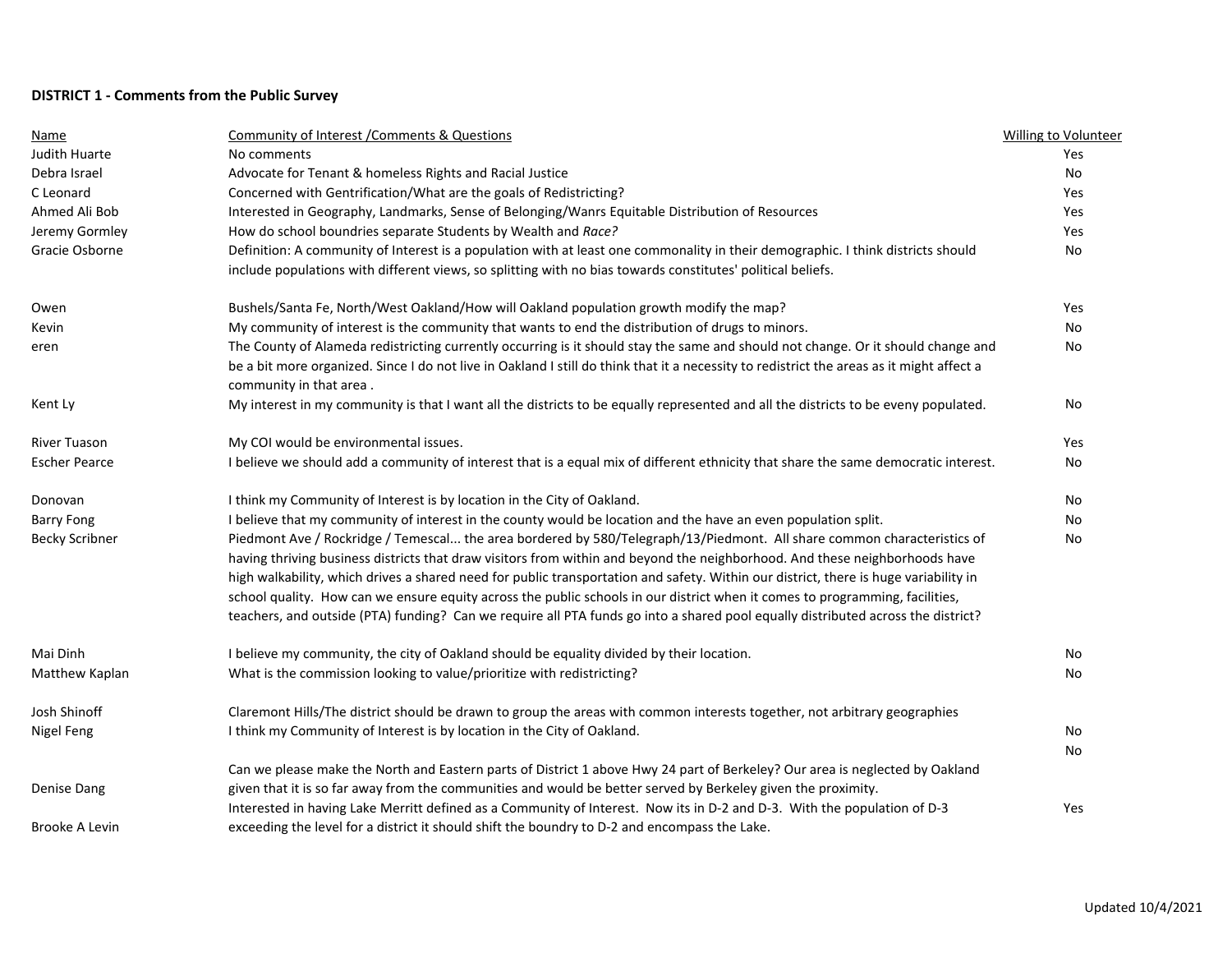**DISTRICT 1 - Comments from the Public Survey**

| Name | Community of Interest /Comments & Questions | Willing to Volunteer |
| --- | --- | --- |
| Judith Huarte | No comments | Yes |
| Debra Israel | Advocate for Tenant & homeless Rights and Racial Justice | No |
| C Leonard | Concerned with Gentrification/What are the goals of Redistricting? | Yes |
| Ahmed Ali Bob | Interested in Geography, Landmarks, Sense of Belonging/Wanrs Equitable Distribution of Resources | Yes |
| Jeremy Gormley | How do school boundries separate Students by Wealth and *Race?* | Yes |
| Gracie Osborne | Definition: A community of Interest is a population with at least one commonality in their demographic. I think districts should include populations with different views, so splitting with no bias towards constitutes' political beliefs. | No |
| Owen | Bushels/Santa Fe, North/West Oakland/How will Oakland population growth modify the map? | Yes |
| Kevin | My community of interest is the community that wants to end the distribution of drugs to minors. | No |
| eren | The County of Alameda redistricting currently occurring is it should stay the same and should not change. Or it should change and be a bit more organized. Since I do not live in Oakland I still do think that it a necessity to redistrict the areas as it might affect a community in that area . | No |
| Kent Ly | My interest in my community is that I want all the districts to be equally represented and all the districts to be eveny populated. | No |
| River Tuason | My COI would be environmental issues. | Yes |
| Escher Pearce | I believe we should add a community of interest that is a equal mix of different ethnicity that share the same democratic interest. | No |
| Donovan | I think my Community of Interest is by location in the City of Oakland. | No |
| Barry Fong | I believe that my community of interest in the county would be location and the have an even population split. | No |
| Becky Scribner | Piedmont Ave / Rockridge / Temescal... the area bordered by 580/Telegraph/13/Piedmont. All share common characteristics of having thriving business districts that draw visitors from within and beyond the neighborhood. And these neighborhoods have high walkability, which drives a shared need for public transportation and safety. Within our district, there is huge variability in school quality. How can we ensure equity across the public schools in our district when it comes to programming, facilities, teachers, and outside (PTA) funding? Can we require all PTA funds go into a shared pool equally distributed across the district? | No |
| Mai Dinh | I believe my community, the city of Oakland should be equality divided by their location. | No |
| Matthew Kaplan | What is the commission looking to value/prioritize with redistricting? | No |
| Josh Shinoff | Claremont Hills/The district should be drawn to group the areas with common interests together, not arbitrary geographies | |
| Nigel Feng | I think my Community of Interest is by location in the City of Oakland. | No |
| Denise Dang | Can we please make the North and Eastern parts of District 1 above Hwy 24 part of Berkeley? Our area is neglected by Oakland given that it is so far away from the communities and would be better served by Berkeley given the proximity. | No |
| Brooke A Levin | Interested in having Lake Merritt defined as a Community of Interest. Now its in D-2 and D-3. With the population of D-3 exceeding the level for a district it should shift the boundry to D-2 and encompass the Lake. | Yes |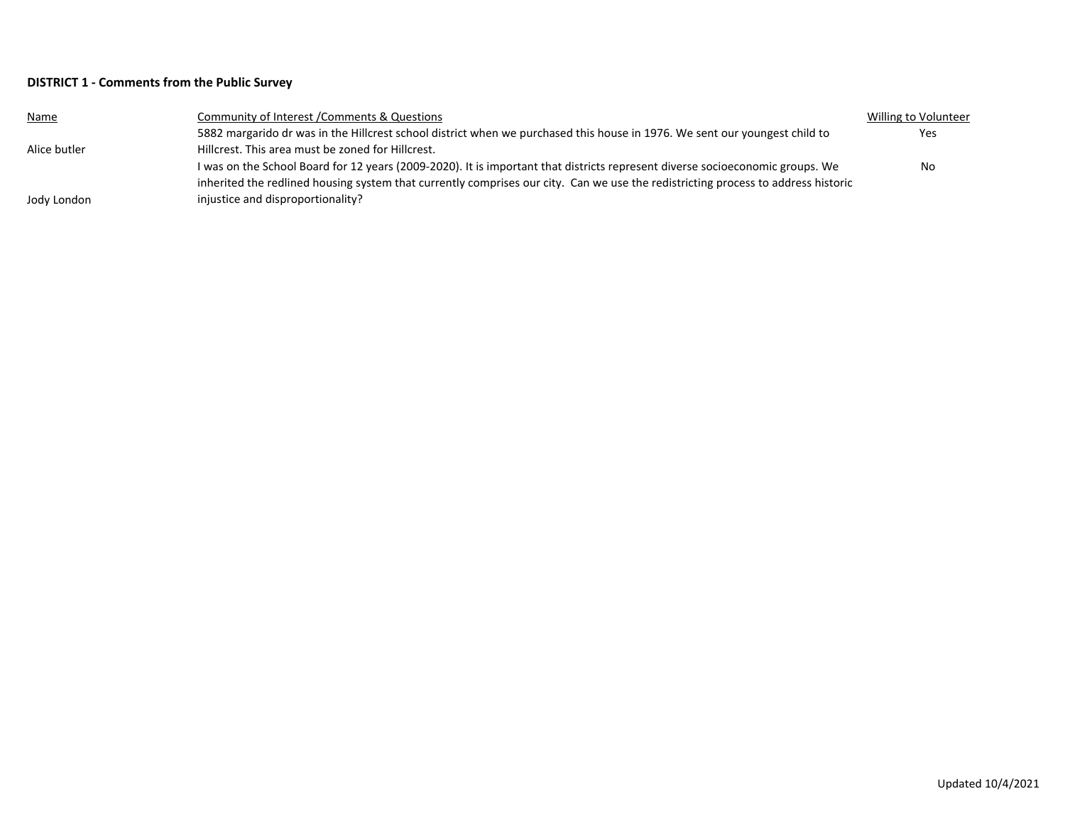**DISTRICT 1 - Comments from the Public Survey**

| Name | Community of Interest /Comments & Questions | Willing to Volunteer |
| --- | --- | --- |
| Alice butler | 5882 margarido dr was in the Hillcrest school district when we purchased this house in 1976. We sent our youngest child to Hillcrest. This area must be zoned for Hillcrest. | Yes |
| Jody London | I was on the School Board for 12 years (2009-2020). It is important that districts represent diverse socioeconomic groups. We inherited the redlined housing system that currently comprises our city. Can we use the redistricting process to address historic injustice and disproportionality? | No |

Updated 10/4/2021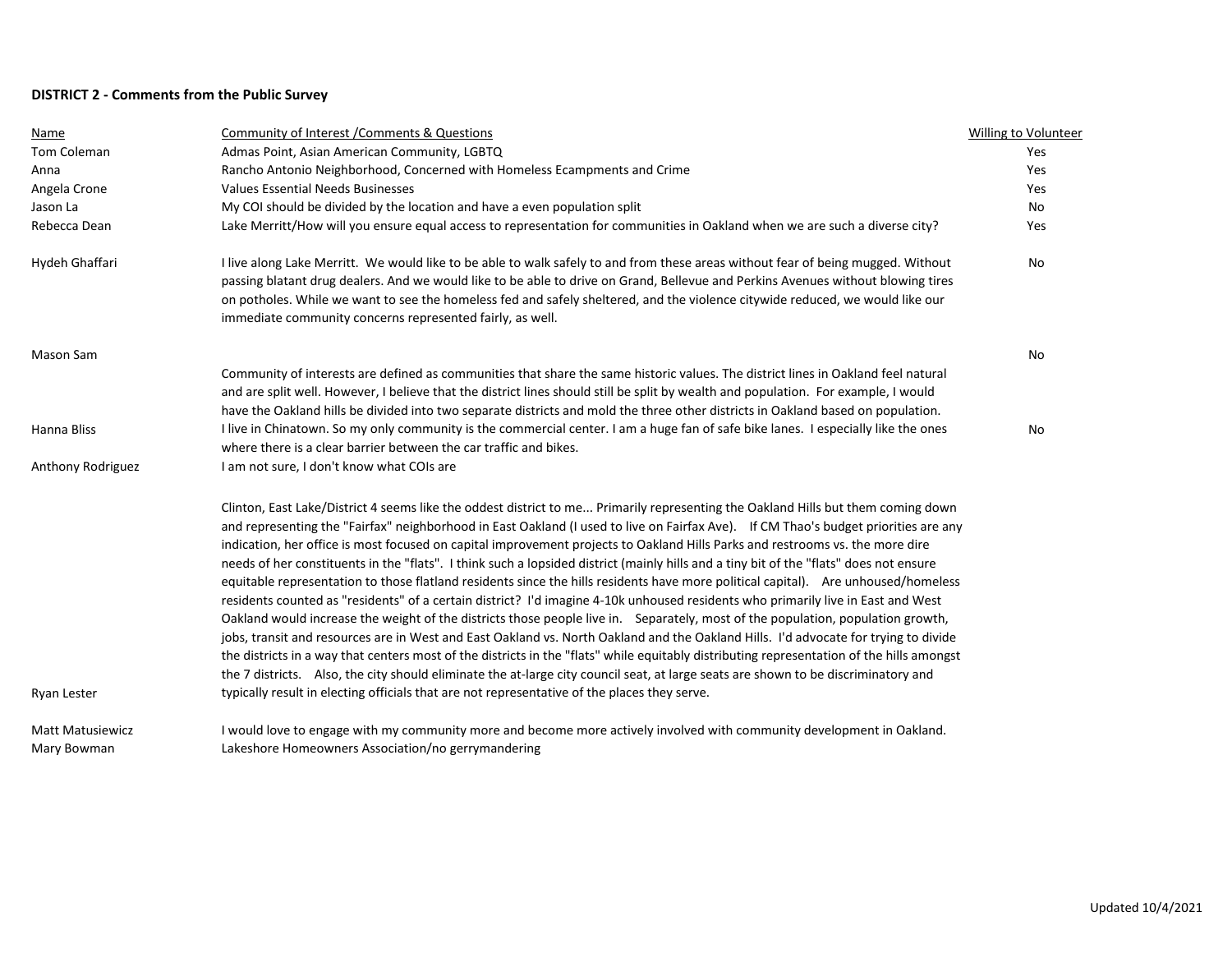**DISTRICT 2 - Comments from the Public Survey**

| Name | Community of Interest /Comments & Questions | Willing to Volunteer |
|---|---|---|
| Tom Coleman | Admas Point, Asian American Community, LGBTQ | Yes |
| Anna | Rancho Antonio Neighborhood, Concerned with Homeless Ecampments and Crime | Yes |
| Angela Crone | Values Essential Needs Businesses | Yes |
| Jason La | My COI should be divided by the location and have a even population split | No |
| Rebecca Dean | Lake Merritt/How will you ensure equal access to representation for communities in Oakland when we are such a diverse city? | Yes |
| Hydeh Ghaffari | I live along Lake Merritt. We would like to be able to walk safely to and from these areas without fear of being mugged. Without passing blatant drug dealers. And we would like to be able to drive on Grand, Bellevue and Perkins Avenues without blowing tires on potholes. While we want to see the homeless fed and safely sheltered, and the violence citywide reduced, we would like our immediate community concerns represented fairly, as well. | No |
| Mason Sam | Community of interests are defined as communities that share the same historic values. The district lines in Oakland feel natural and are split well. However, I believe that the district lines should still be split by wealth and population. For example, I would have the Oakland hills be divided into two separate districts and mold the three other districts in Oakland based on population. | No |
| Hanna Bliss | I live in Chinatown. So my only community is the commercial center. I am a huge fan of safe bike lanes. I especially like the ones where there is a clear barrier between the car traffic and bikes. | No |
| Anthony Rodriguez | I am not sure, I don't know what COIs are | |
| Ryan Lester | Clinton, East Lake/District 4 seems like the oddest district to me... Primarily representing the Oakland Hills but them coming down and representing the "Fairfax" neighborhood in East Oakland (I used to live on Fairfax Ave). If CM Thao's budget priorities are any indication, her office is most focused on capital improvement projects to Oakland Hills Parks and restrooms vs. the more dire needs of her constituents in the "flats". I think such a lopsided district (mainly hills and a tiny bit of the "flats" does not ensure equitable representation to those flatland residents since the hills residents have more political capital). Are unhoused/homeless residents counted as "residents" of a certain district? I'd imagine 4-10k unhoused residents who primarily live in East and West Oakland would increase the weight of the districts those people live in. Separately, most of the population, population growth, jobs, transit and resources are in West and East Oakland vs. North Oakland and the Oakland Hills. I'd advocate for trying to divide the districts in a way that centers most of the districts in the "flats" while equitably distributing representation of the hills amongst the 7 districts. Also, the city should eliminate the at-large city council seat, at large seats are shown to be discriminatory and typically result in electing officials that are not representative of the places they serve. | |
| Matt Matusiewicz | I would love to engage with my community more and become more actively involved with community development in Oakland. | |
| Mary Bowman | Lakeshore Homeowners Association/no gerrymandering | |

Updated 10/4/2021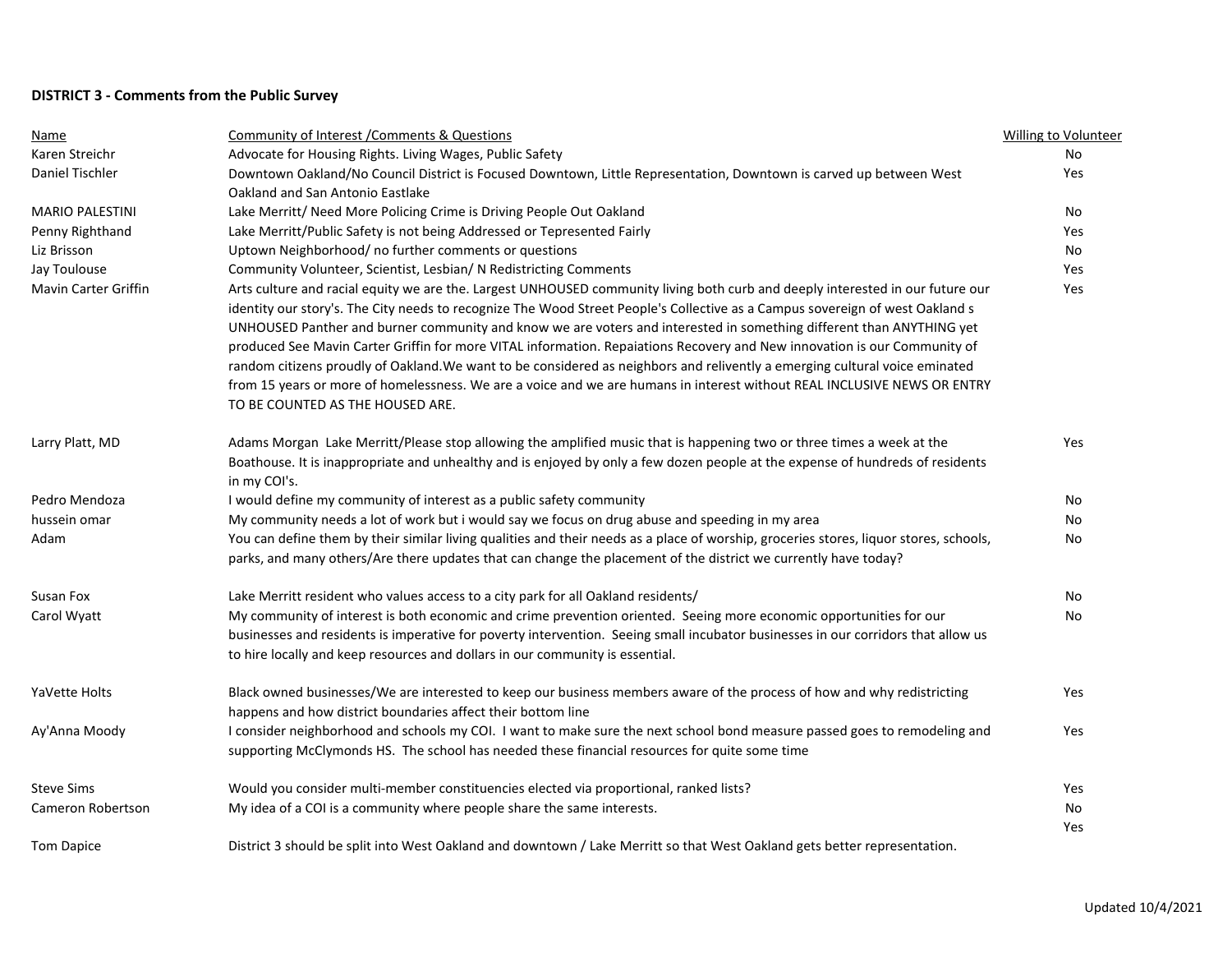**DISTRICT 3 - Comments from the Public Survey**

| Name | Community of Interest /Comments & Questions | Willing to Volunteer |
|---|---|---|
| Karen Streichr | Advocate for Housing Rights. Living Wages, Public Safety | No |
| Daniel Tischler | Downtown Oakland/No Council District is Focused Downtown, Little Representation, Downtown is carved up between West Oakland and San Antonio Eastlake | Yes |
| MARIO PALESTINI | Lake Merritt/ Need More Policing Crime is Driving People Out Oakland | No |
| Penny Righthand | Lake Merritt/Public Safety is not being Addressed or Tepresented Fairly | Yes |
| Liz Brisson | Uptown Neighborhood/ no further comments or questions | No |
| Jay Toulouse | Community Volunteer, Scientist, Lesbian/ N Redistricting Comments | Yes |
| Mavin Carter Griffin | Arts culture and racial equity we are the. Largest UNHOUSED community living both curb and deeply interested in our future our identity our story's. The City needs to recognize The Wood Street People's Collective as a Campus sovereign of west Oakland s UNHOUSED Panther and burner community and know we are voters and interested in something different than ANYTHING yet produced See Mavin Carter Griffin for more VITAL information. Repaiations Recovery and New innovation is our Community of random citizens proudly of Oakland.We want to be considered as neighbors and reliventlly a emerging cultural voice eminated from 15 years or more of homelessness. We are a voice and we are humans in interest without REAL INCLUSIVE NEWS OR ENTRY TO BE COUNTED AS THE HOUSED ARE. | Yes |
| Larry Platt, MD | Adams Morgan Lake Merritt/Please stop allowing the amplified music that is happening two or three times a week at the Boathouse. It is inappropriate and unhealthy and is enjoyed by only a few dozen people at the expense of hundreds of residents in my COI's. | Yes |
| Pedro Mendoza | I would define my community of interest as a public safety community | No |
| hussein omar | My community needs a lot of work but i would say we focus on drug abuse and speeding in my area | No |
| Adam | You can define them by their similar living qualities and their needs as a place of worship, groceries stores, liquor stores, schools, parks, and many others/Are there updates that can change the placement of the district we currently have today? | No |
| Susan Fox | Lake Merritt resident who values access to a city park for all Oakland residents/ | No |
| Carol Wyatt | My community of interest is both economic and crime prevention oriented. Seeing more economic opportunities for our businesses and residents is imperative for poverty intervention. Seeing small incubator businesses in our corridors that allow us to hire locally and keep resources and dollars in our community is essential. | No |
| YaVette Holts | Black owned businesses/We are interested to keep our business members aware of the process of how and why redistricting happens and how district boundaries affect their bottom line | Yes |
| Ay'Anna Moody | I consider neighborhood and schools my COI. I want to make sure the next school bond measure passed goes to remodeling and supporting McClymonds HS. The school has needed these financial resources for quite some time | Yes |
| Steve Sims | Would you consider multi-member constituencies elected via proportional, ranked lists? | Yes |
| Cameron Robertson | My idea of a COI is a community where people share the same interests. | No |
| Tom Dapice | District 3 should be split into West Oakland and downtown / Lake Merritt so that West Oakland gets better representation. | Yes |

Updated 10/4/2021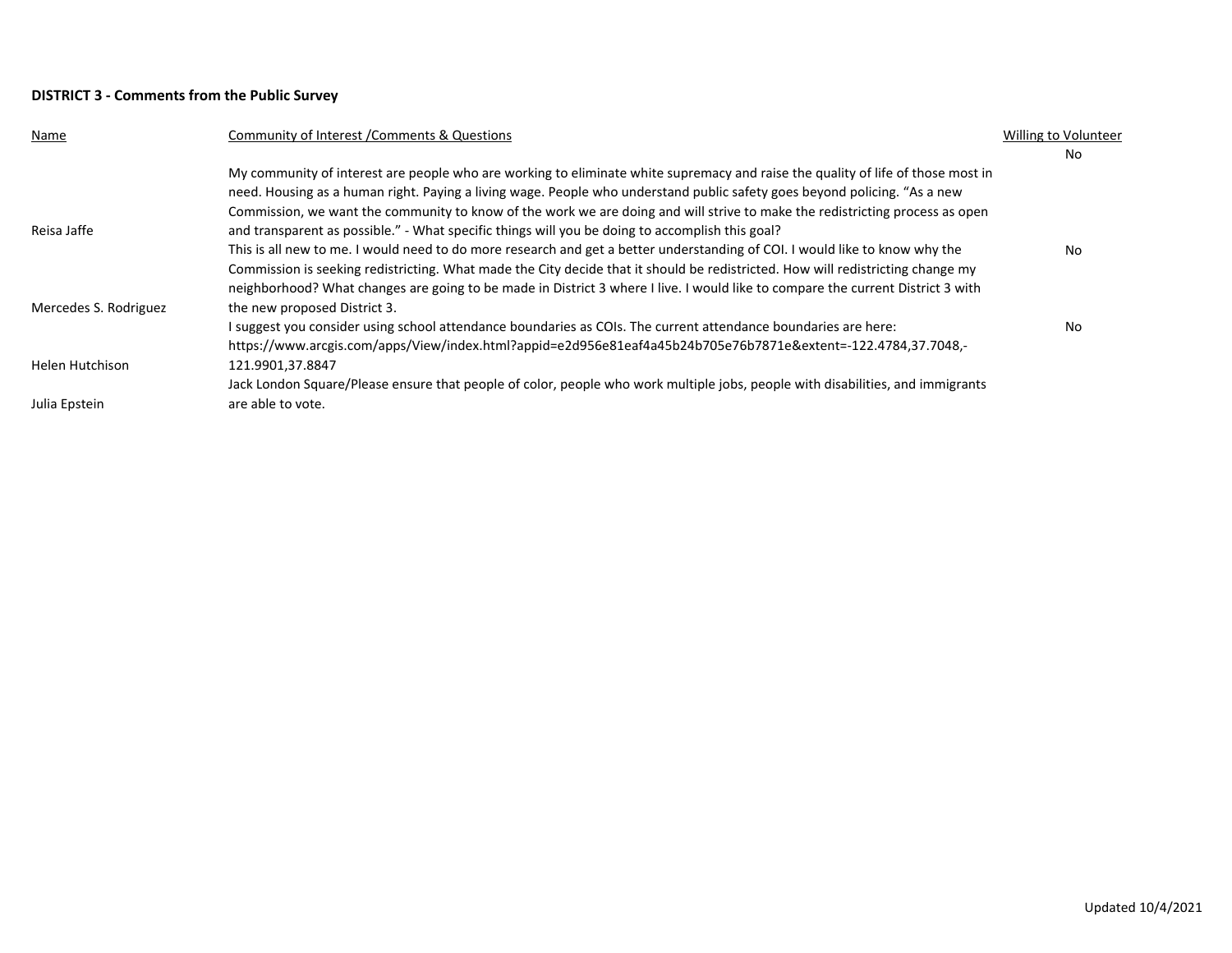**DISTRICT 3 - Comments from the Public Survey**

| Name | Community of Interest /Comments & Questions | Willing to Volunteer |
|---|---|---|
| Reisa Jaffe | My community of interest are people who are working to eliminate white supremacy and raise the quality of life of those most in need. Housing as a human right. Paying a living wage. People who understand public safety goes beyond policing. “As a new Commission, we want the community to know of the work we are doing and will strive to make the redistricting process as open and transparent as possible.” - What specific things will you be doing to accomplish this goal? | No |
| Mercedes S. Rodriguez | This is all new to me. I would need to do more research and get a better understanding of COI. I would like to know why the Commission is seeking redistricting. What made the City decide that it should be redistricted. How will redistricting change my neighborhood? What changes are going to be made in District 3 where I live. I would like to compare the current District 3 with the new proposed District 3. | No |
| Helen Hutchison | I suggest you consider using school attendance boundaries as COIs. The current attendance boundaries are here: https://www.arcgis.com/apps/View/index.html?appid=e2d956e81eaf4a45b24b705e76b7871e&extent=-122.4784,37.7048,-121.9901,37.8847 | No |
| Julia Epstein | Jack London Square/Please ensure that people of color, people who work multiple jobs, people with disabilities, and immigrants are able to vote. | |

Updated 10/4/2021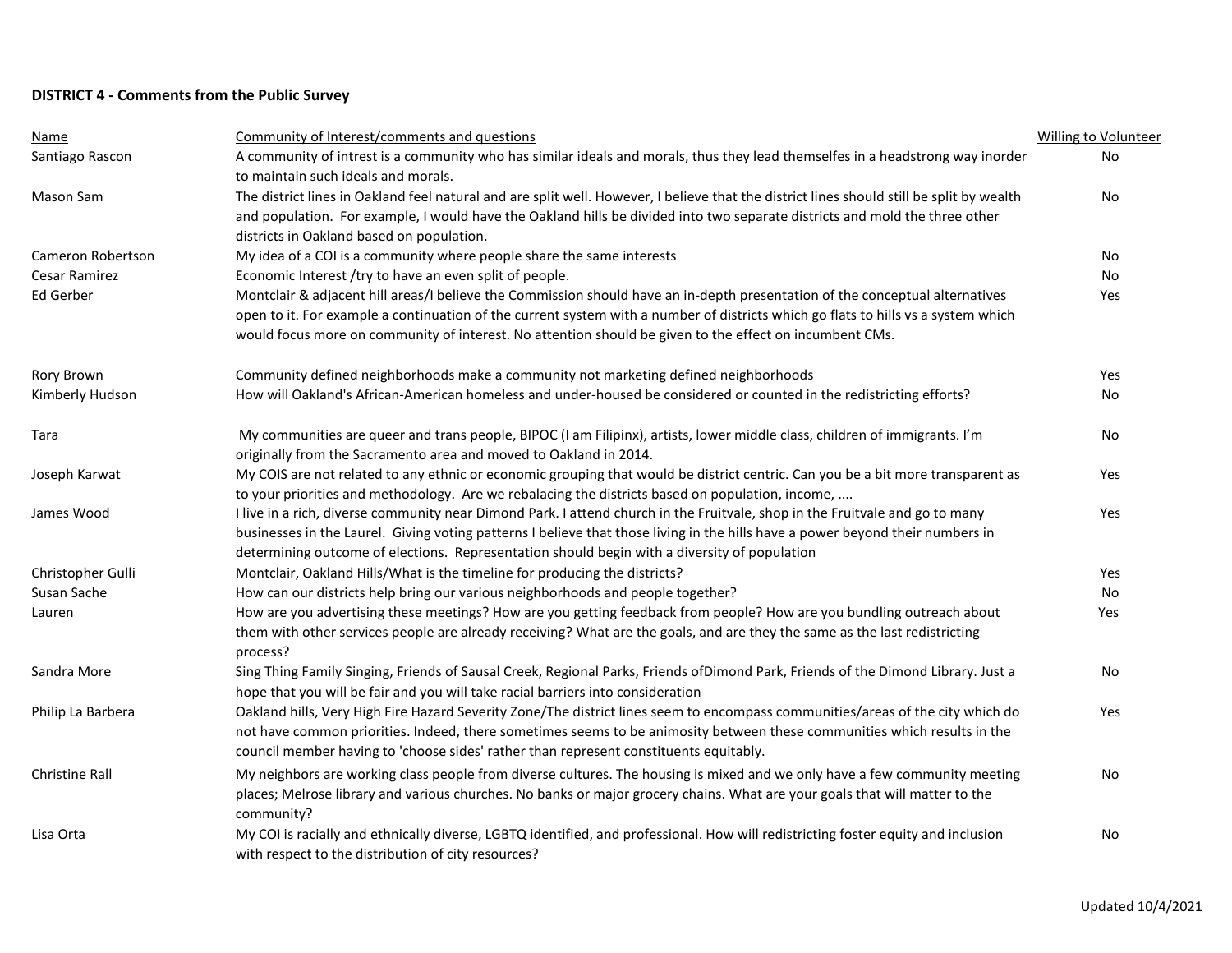**DISTRICT 4 - Comments from the Public Survey**

| Name | Community of Interest/comments and questions | Willing to Volunteer |
|---|---|---|
| Santiago Rascon | A community of intrest is a community who has similar ideals and morals, thus they lead themselfes in a headstrong way inorder to maintain such ideals and morals. | No |
| Mason Sam | The district lines in Oakland feel natural and are split well. However, I believe that the district lines should still be split by wealth and population. For example, I would have the Oakland hills be divided into two separate districts and mold the three other districts in Oakland based on population. | No |
| Cameron Robertson | My idea of a COI is a community where people share the same interests | No |
| Cesar Ramirez | Economic Interest /try to have an even split of people. | No |
| Ed Gerber | Montclair & adjacent hill areas/I believe the Commission should have an in-depth presentation of the conceptual alternatives open to it. For example a continuation of the current system with a number of districts which go flats to hills vs a system which would focus more on community of interest. No attention should be given to the effect on incumbent CMs. | Yes |
| Rory Brown | Community defined neighborhoods make a community not marketing defined neighborhoods | Yes |
| Kimberly Hudson | How will Oakland's African-American homeless and under-housed be considered or counted in the redistricting efforts? | No |
| Tara | My communities are queer and trans people, BIPOC (I am Filipinx), artists, lower middle class, children of immigrants. I'm originally from the Sacramento area and moved to Oakland in 2014. | No |
| Joseph Karwat | My COIS are not related to any ethnic or economic grouping that would be district centric. Can you be a bit more transparent as to your priorities and methodology. Are we rebalacing the districts based on population, income, .... | Yes |
| James Wood | I live in a rich, diverse community near Dimond Park. I attend church in the Fruitvale, shop in the Fruitvale and go to many businesses in the Laurel. Giving voting patterns I believe that those living in the hills have a power beyond their numbers in determining outcome of elections. Representation should begin with a diversity of population | Yes |
| Christopher Gulli | Montclair, Oakland Hills/What is the timeline for producing the districts? | Yes |
| Susan Sache | How can our districts help bring our various neighborhoods and people together? | No |
| Lauren | How are you advertising these meetings? How are you getting feedback from people? How are you bundling outreach about them with other services people are already receiving? What are the goals, and are they the same as the last redistricting process? | Yes |
| Sandra More | Sing Thing Family Singing, Friends of Sausal Creek, Regional Parks, Friends ofDimond Park, Friends of the Dimond Library. Just a hope that you will be fair and you will take racial barriers into consideration | No |
| Philip La Barbera | Oakland hills, Very High Fire Hazard Severity Zone/The district lines seem to encompass communities/areas of the city which do not have common priorities. Indeed, there sometimes seems to be animosity between these communities which results in the council member having to 'choose sides' rather than represent constituents equitably. | Yes |
| Christine Rall | My neighbors are working class people from diverse cultures. The housing is mixed and we only have a few community meeting places; Melrose library and various churches. No banks or major grocery chains. What are your goals that will matter to the community? | No |
| Lisa Orta | My COI is racially and ethnically diverse, LGBTQ identified, and professional. How will redistricting foster equity and inclusion with respect to the distribution of city resources? | No |

Updated 10/4/2021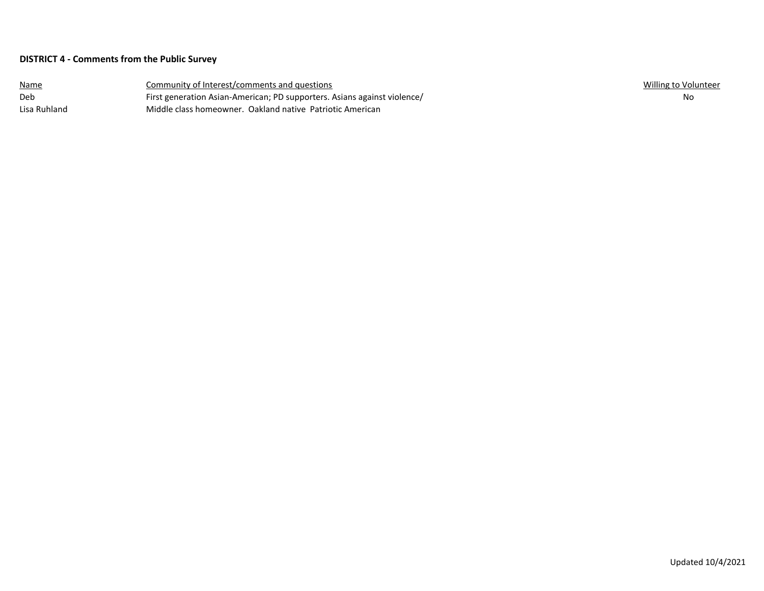**DISTRICT 4 - Comments from the Public Survey**

| Name | Community of Interest/comments and questions | Willing to Volunteer |
| --- | --- | --- |
| Deb | First generation Asian-American; PD supporters. Asians against violence/ | No |
| Lisa Ruhland | Middle class homeowner. Oakland native Patriotic American | |

Updated 10/4/2021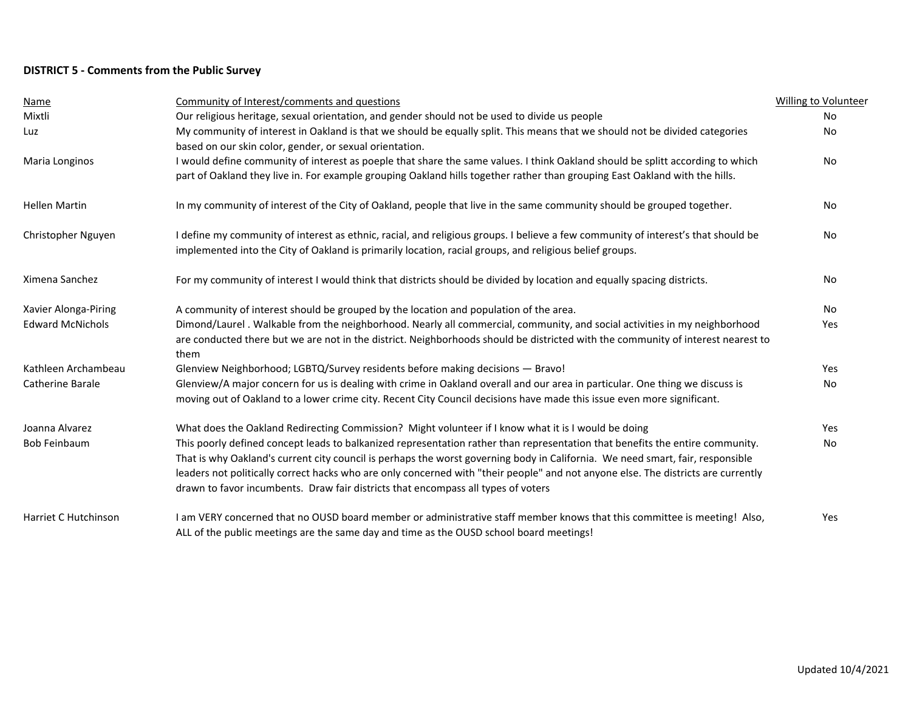**DISTRICT 5 - Comments from the Public Survey**

| Name | Community of Interest/comments and questions | Willing to Volunteer |
|---|---|---|
| Mixtli | Our religious heritage, sexual orientation, and gender should not be used to divide us people | No |
| Luz | My community of interest in Oakland is that we should be equally split. This means that we should not be divided categories based on our skin color, gender, or sexual orientation. | No |
| Maria Longinos | I would define community of interest as poeple that share the same values. I think Oakland should be splitt according to which part of Oakland they live in. For example grouping Oakland hills together rather than grouping East Oakland with the hills. | No |
| Hellen Martin | In my community of interest of the City of Oakland, people that live in the same community should be grouped together. | No |
| Christopher Nguyen | I define my community of interest as ethnic, racial, and religious groups. I believe a few community of interest's that should be implemented into the City of Oakland is primarily location, racial groups, and religious belief groups. | No |
| Ximena Sanchez | For my community of interest I would think that districts should be divided by location and equally spacing districts. | No |
| Xavier Alonga-Piring | A community of interest should be grouped by the location and population of the area. | No |
| Edward McNichols | Dimond/Laurel . Walkable from the neighborhood. Nearly all commercial, community, and social activities in my neighborhood are conducted there but we are not in the district. Neighborhoods should be districted with the community of interest nearest to them | Yes |
| Kathleen Archambeau | Glenview Neighborhood; LGBTQ/Survey residents before making decisions — Bravo! | Yes |
| Catherine Barale | Glenview/A major concern for us is dealing with crime in Oakland overall and our area in particular. One thing we discuss is moving out of Oakland to a lower crime city. Recent City Council decisions have made this issue even more significant. | No |
| Joanna Alvarez | What does the Oakland Redirecting Commission? Might volunteer if I know what it is I would be doing | Yes |
| Bob Feinbaum | This poorly defined concept leads to balkanized representation rather than representation that benefits the entire community. That is why Oakland's current city council is perhaps the worst governing body in California. We need smart, fair, responsible leaders not politically correct hacks who are only concerned with "their people" and not anyone else. The districts are currently drawn to favor incumbents. Draw fair districts that encompass all types of voters | No |
| Harriet C Hutchinson | I am VERY concerned that no OUSD board member or administrative staff member knows that this committee is meeting! Also, ALL of the public meetings are the same day and time as the OUSD school board meetings! | Yes |

Updated 10/4/2021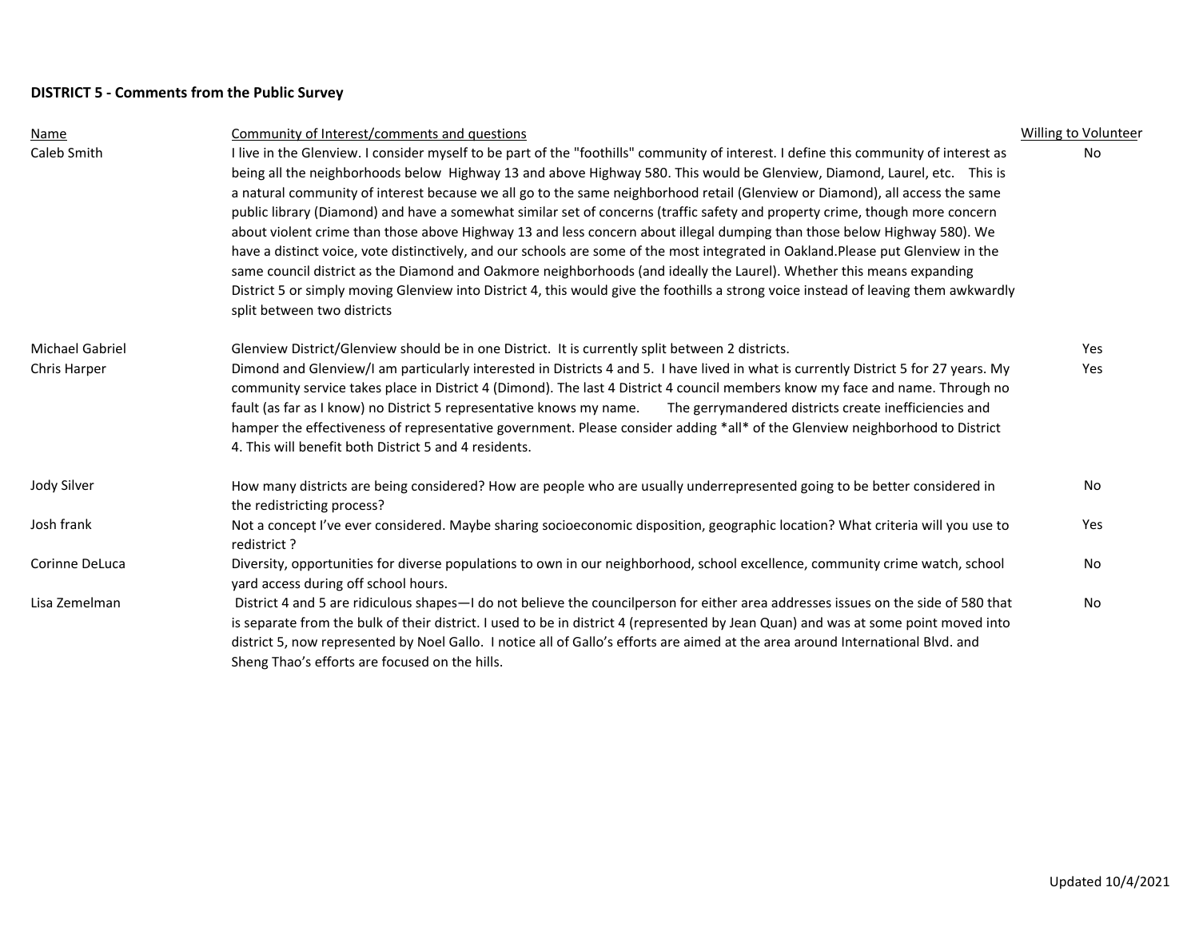**DISTRICT 5 - Comments from the Public Survey**

| Name | Community of Interest/comments and questions | Willing to Volunteer |
| --- | --- | --- |
| Caleb Smith | I live in the Glenview. I consider myself to be part of the "foothills" community of interest. I define this community of interest as being all the neighborhoods below Highway 13 and above Highway 580. This would be Glenview, Diamond, Laurel, etc. This is a natural community of interest because we all go to the same neighborhood retail (Glenview or Diamond), all access the same public library (Diamond) and have a somewhat similar set of concerns (traffic safety and property crime, though more concern about violent crime than those above Highway 13 and less concern about illegal dumping than those below Highway 580). We have a distinct voice, vote distinctively, and our schools are some of the most integrated in Oakland.Please put Glenview in the same council district as the Diamond and Oakmore neighborhoods (and ideally the Laurel). Whether this means expanding District 5 or simply moving Glenview into District 4, this would give the foothills a strong voice instead of leaving them awkwardly split between two districts | No |
| Michael Gabriel | Glenview District/Glenview should be in one District. It is currently split between 2 districts. | Yes |
| Chris Harper | Dimond and Glenview/I am particularly interested in Districts 4 and 5. I have lived in what is currently District 5 for 27 years. My community service takes place in District 4 (Dimond). The last 4 District 4 council members know my face and name. Through no fault (as far as I know) no District 5 representative knows my name. The gerrymandered districts create inefficiencies and hamper the effectiveness of representative government. Please consider adding *all* of the Glenview neighborhood to District 4. This will benefit both District 5 and 4 residents. | Yes |
| Jody Silver | How many districts are being considered? How are people who are usually underrepresented going to be better considered in the redistricting process? | No |
| Josh frank | Not a concept I've ever considered. Maybe sharing socioeconomic disposition, geographic location? What criteria will you use to redistrict ? | Yes |
| Corinne DeLuca | Diversity, opportunities for diverse populations to own in our neighborhood, school excellence, community crime watch, school yard access during off school hours. | No |
| Lisa Zemelman | District 4 and 5 are ridiculous shapes—I do not believe the councilperson for either area addresses issues on the side of 580 that is separate from the bulk of their district. I used to be in district 4 (represented by Jean Quan) and was at some point moved into district 5, now represented by Noel Gallo. I notice all of Gallo's efforts are aimed at the area around International Blvd. and Sheng Thao's efforts are focused on the hills. | No |

Updated 10/4/2021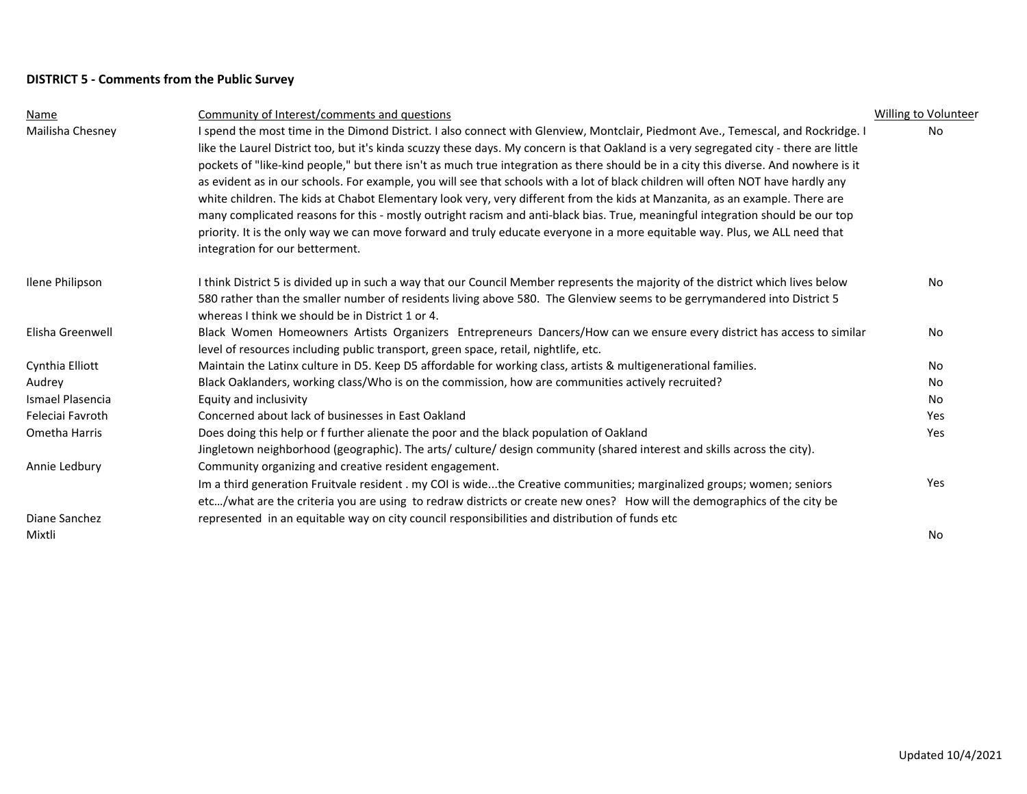**DISTRICT 5 - Comments from the Public Survey**

| Name | Community of Interest/comments and questions | Willing to Volunteer |
| --- | --- | --- |
| Mailisha Chesney | I spend the most time in the Dimond District. I also connect with Glenview, Montclair, Piedmont Ave., Temescal, and Rockridge. I like the Laurel District too, but it's kinda scuzzy these days. My concern is that Oakland is a very segregated city - there are little pockets of "like-kind people," but there isn't as much true integration as there should be in a city this diverse. And nowhere is it as evident as in our schools. For example, you will see that schools with a lot of black children will often NOT have hardly any white children. The kids at Chabot Elementary look very, very different from the kids at Manzanita, as an example. There are many complicated reasons for this - mostly outright racism and anti-black bias. True, meaningful integration should be our top priority. It is the only way we can move forward and truly educate everyone in a more equitable way. Plus, we ALL need that integration for our betterment. | No |
| Ilene Philipson | I think District 5 is divided up in such a way that our Council Member represents the majority of the district which lives below 580 rather than the smaller number of residents living above 580. The Glenview seems to be gerrymandered into District 5 whereas I think we should be in District 1 or 4. | No |
| Elisha Greenwell | Black Women Homeowners Artists Organizers Entrepreneurs Dancers/How can we ensure every district has access to similar level of resources including public transport, green space, retail, nightlife, etc. | No |
| Cynthia Elliott | Maintain the Latinx culture in D5. Keep D5 affordable for working class, artists & multigenerational families. | No |
| Audrey | Black Oaklanders, working class/Who is on the commission, how are communities actively recruited? | No |
| Ismael Plasencia | Equity and inclusivity | No |
| Feleciai Favroth | Concerned about lack of businesses in East Oakland | Yes |
| Ometha Harris | Does doing this help or f further alienate the poor and the black population of Oakland | Yes |
| Annie Ledbury | Jingletown neighborhood (geographic). The arts/ culture/ design community (shared interest and skills across the city). Community organizing and creative resident engagement. | |
| Diane Sanchez | Im a third generation Fruitvale resident . my COI is wide...the Creative communities; marginalized groups; women; seniors etc…/what are the criteria you are using to redraw districts or create new ones? How will the demographics of the city be represented in an equitable way on city council responsibilities and distribution of funds etc | Yes |
| Mixtli | | No |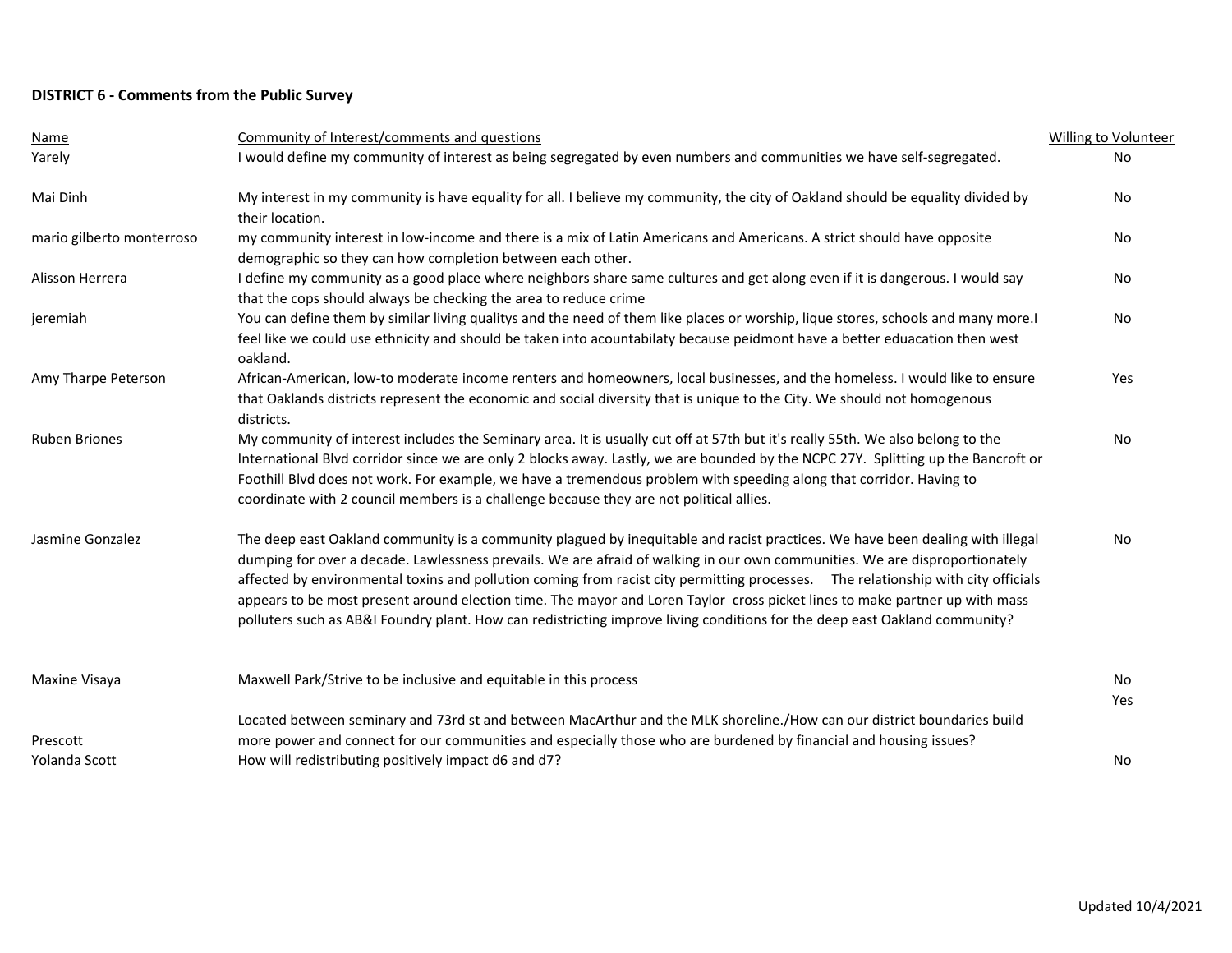**DISTRICT 6 - Comments from the Public Survey**

| Name | Community of Interest/comments and questions | Willing to Volunteer |
|---|---|---|
| Yarely | I would define my community of interest as being segregated by even numbers and communities we have self-segregated. | No |
| Mai Dinh | My interest in my community is have equality for all. I believe my community, the city of Oakland should be equality divided by their location. | No |
| mario gilberto monterroso | my community interest in low-income and there is a mix of Latin Americans and Americans. A strict should have opposite demographic so they can how completion between each other. | No |
| Alisson Herrera | I define my community as a good place where neighbors share same cultures and get along even if it is dangerous. I would say that the cops should always be checking the area to reduce crime | No |
| jeremiah | You can define them by similar living qualitys and the need of them like places or worship, lique stores, schools and many more.I feel like we could use ethnicity and should be taken into acountabilaty because peidmont have a better eduacation then west oakland. | No |
| Amy Tharpe Peterson | African-American, low-to moderate income renters and homeowners, local businesses, and the homeless. I would like to ensure that Oaklands districts represent the economic and social diversity that is unique to the City. We should not homogenous districts. | Yes |
| Ruben Briones | My community of interest includes the Seminary area. It is usually cut off at 57th but it's really 55th. We also belong to the International Blvd corridor since we are only 2 blocks away. Lastly, we are bounded by the NCPC 27Y. Splitting up the Bancroft or Foothill Blvd does not work. For example, we have a tremendous problem with speeding along that corridor. Having to coordinate with 2 council members is a challenge because they are not political allies. | No |
| Jasmine Gonzalez | The deep east Oakland community is a community plagued by inequitable and racist practices. We have been dealing with illegal dumping for over a decade. Lawlessness prevails. We are afraid of walking in our own communities. We are disproportionately affected by environmental toxins and pollution coming from racist city permitting processes. The relationship with city officials appears to be most present around election time. The mayor and Loren Taylor cross picket lines to make partner up with mass polluters such as AB&I Foundry plant. How can redistricting improve living conditions for the deep east Oakland community? | No |
| Maxine Visaya | Maxwell Park/Strive to be inclusive and equitable in this process | No |
| Prescott | Located between seminary and 73rd st and between MacArthur and the MLK shoreline./How can our district boundaries build more power and connect for our communities and especially those who are burdened by financial and housing issues? | Yes |
| Yolanda Scott | How will redistributing positively impact d6 and d7? | No |

Updated 10/4/2021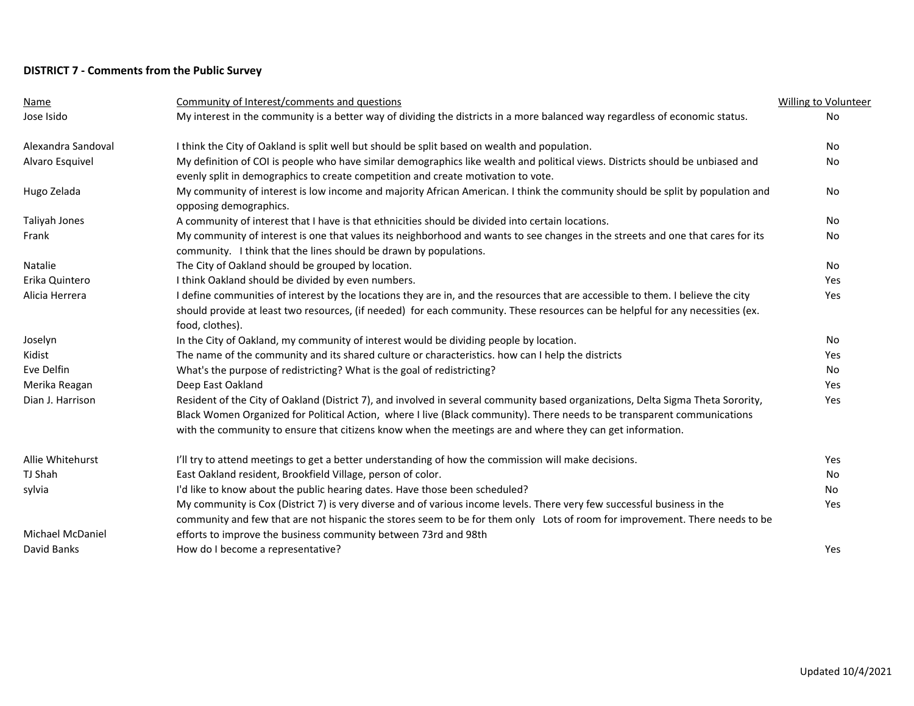**DISTRICT 7 - Comments from the Public Survey**

| Name | Community of Interest/comments and questions | Willing to Volunteer |
|---|---|---|
| Jose Isido | My interest in the community is a better way of dividing the districts in a more balanced way regardless of economic status. | No |
| Alexandra Sandoval | I think the City of Oakland is split well but should be split based on wealth and population. | No |
| Alvaro Esquivel | My definition of COI is people who have similar demographics like wealth and political views. Districts should be unbiased and evenly split in demographics to create competition and create motivation to vote. | No |
| Hugo Zelada | My community of interest is low income and majority African American. I think the community should be split by population and opposing demographics. | No |
| Taliyah Jones | A community of interest that I have is that ethnicities should be divided into certain locations. | No |
| Frank | My community of interest is one that values its neighborhood and wants to see changes in the streets and one that cares for its community.   I think that the lines should be drawn by populations. | No |
| Natalie | The City of Oakland should be grouped by location. | No |
| Erika Quintero | I think Oakland should be divided by even numbers. | Yes |
| Alicia Herrera | I define communities of interest by the locations they are in, and the resources that are accessible to them. I believe the city should provide at least two resources, (if needed) for each community. These resources can be helpful for any necessities (ex. food, clothes). | Yes |
| Joselyn | In the City of Oakland, my community of interest would be dividing people by location. | No |
| Kidist | The name of the community and its shared culture or characteristics. how can I help the districts | Yes |
| Eve Delfin | What's the purpose of redistricting? What is the goal of redistricting? | No |
| Merika Reagan | Deep East Oakland | Yes |
| Dian J. Harrison | Resident of the City of Oakland (District 7), and involved in several community based organizations, Delta Sigma Theta Sorority, Black Women Organized for Political Action, where I live (Black community). There needs to be transparent communications with the community to ensure that citizens know when the meetings are and where they can get information. | Yes |
| Allie Whitehurst | I'll try to attend meetings to get a better understanding of how the commission will make decisions. | Yes |
| TJ Shah | East Oakland resident, Brookfield Village, person of color. | No |
| sylvia | I'd like to know about the public hearing dates. Have those been scheduled? | No |
| Michael McDaniel | My community is Cox (District 7) is very diverse and of various income levels. There very few successful business in the community and few that are not hispanic the stores seem to be for them only   Lots of room for improvement. There needs to be efforts to improve the business community between 73rd and 98th | Yes |
| David Banks | How do I become a representative? | Yes |

Updated 10/4/2021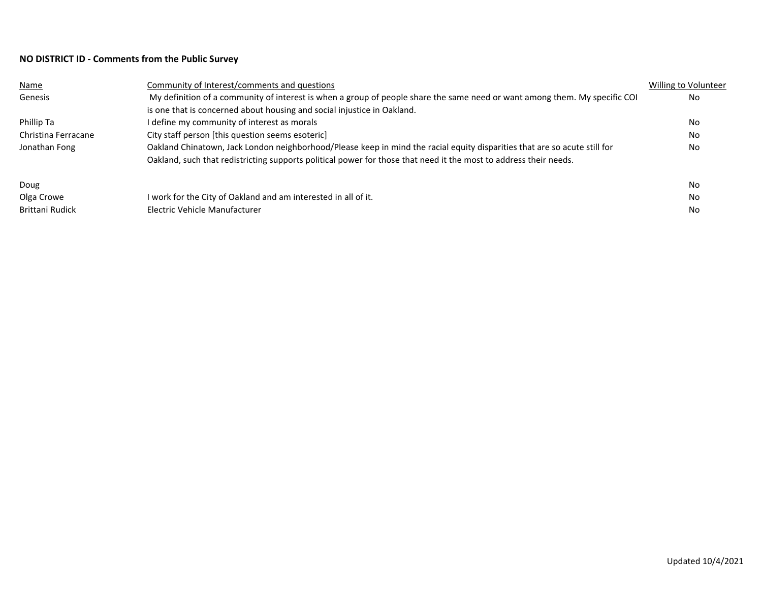**NO DISTRICT ID - Comments from the Public Survey**

| Name | Community of Interest/comments and questions | Willing to Volunteer |
| --- | --- | --- |
| Genesis | My definition of a community of interest is when a group of people share the same need or want among them. My specific COI is one that is concerned about housing and social injustice in Oakland. | No |
| Phillip Ta | I define my community of interest as morals | No |
| Christina Ferracane | City staff person [this question seems esoteric] | No |
| Jonathan Fong | Oakland Chinatown, Jack London neighborhood/Please keep in mind the racial equity disparities that are so acute still for Oakland, such that redistricting supports political power for those that need it the most to address their needs. | No |
| Doug | | No |
| Olga Crowe | I work for the City of Oakland and am interested in all of it. | No |
| Brittani Rudick | Electric Vehicle Manufacturer | No |

Updated 10/4/2021